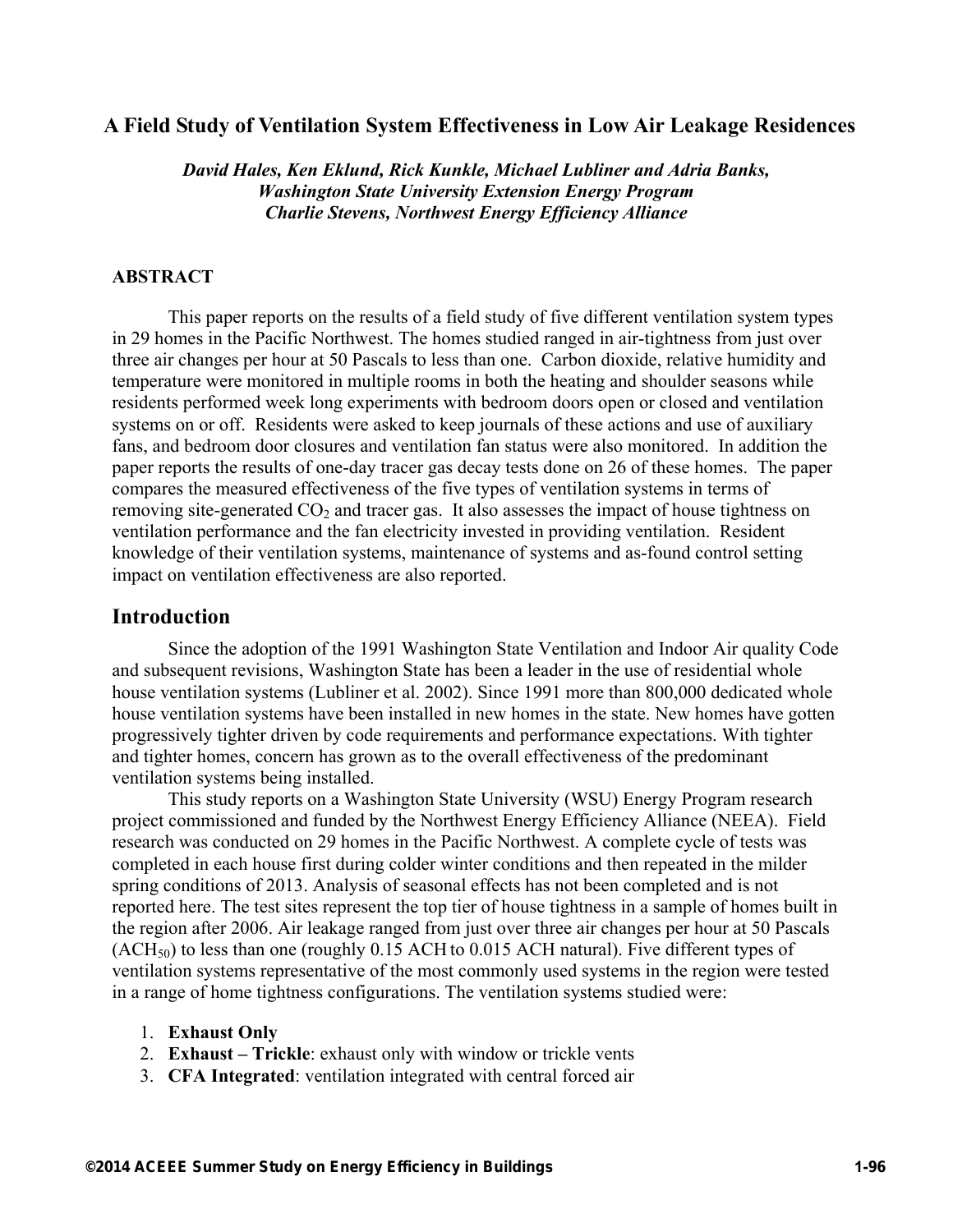# A Field Study of Ventilation System Effectiveness in Low Air Leakage Residences

***David Hales, Ken Eklund, Rick Kunkle, Michael Lubliner and Adria Banks, Washington State University Extension Energy Program***
***Charlie Stevens, Northwest Energy Efficiency Alliance***

### ABSTRACT

This paper reports on the results of a field study of five different ventilation system types in 29 homes in the Pacific Northwest. The homes studied ranged in air-tightness from just over three air changes per hour at 50 Pascals to less than one. Carbon dioxide, relative humidity and temperature were monitored in multiple rooms in both the heating and shoulder seasons while residents performed week long experiments with bedroom doors open or closed and ventilation systems on or off. Residents were asked to keep journals of these actions and use of auxiliary fans, and bedroom door closures and ventilation fan status were also monitored. In addition the paper reports the results of one-day tracer gas decay tests done on 26 of these homes. The paper compares the measured effectiveness of the five types of ventilation systems in terms of removing site-generated $CO_2$ and tracer gas. It also assesses the impact of house tightness on ventilation performance and the fan electricity invested in providing ventilation. Resident knowledge of their ventilation systems, maintenance of systems and as-found control setting impact on ventilation effectiveness are also reported.

## Introduction

Since the adoption of the 1991 Washington State Ventilation and Indoor Air quality Code and subsequent revisions, Washington State has been a leader in the use of residential whole house ventilation systems (Lubliner et al. 2002). Since 1991 more than 800,000 dedicated whole house ventilation systems have been installed in new homes in the state. New homes have gotten progressively tighter driven by code requirements and performance expectations. With tighter and tighter homes, concern has grown as to the overall effectiveness of the predominant ventilation systems being installed.

This study reports on a Washington State University (WSU) Energy Program research project commissioned and funded by the Northwest Energy Efficiency Alliance (NEEA). Field research was conducted on 29 homes in the Pacific Northwest. A complete cycle of tests was completed in each house first during colder winter conditions and then repeated in the milder spring conditions of 2013. Analysis of seasonal effects has not been completed and is not reported here. The test sites represent the top tier of house tightness in a sample of homes built in the region after 2006. Air leakage ranged from just over three air changes per hour at 50 Pascals ($ACH_{50}$) to less than one (roughly 0.15 ACH to 0.015 ACH natural). Five different types of ventilation systems representative of the most commonly used systems in the region were tested in a range of home tightness configurations. The ventilation systems studied were:

1. **Exhaust Only**
2. **Exhaust – Trickle**: exhaust only with window or trickle vents
3. **CFA Integrated**: ventilation integrated with central forced air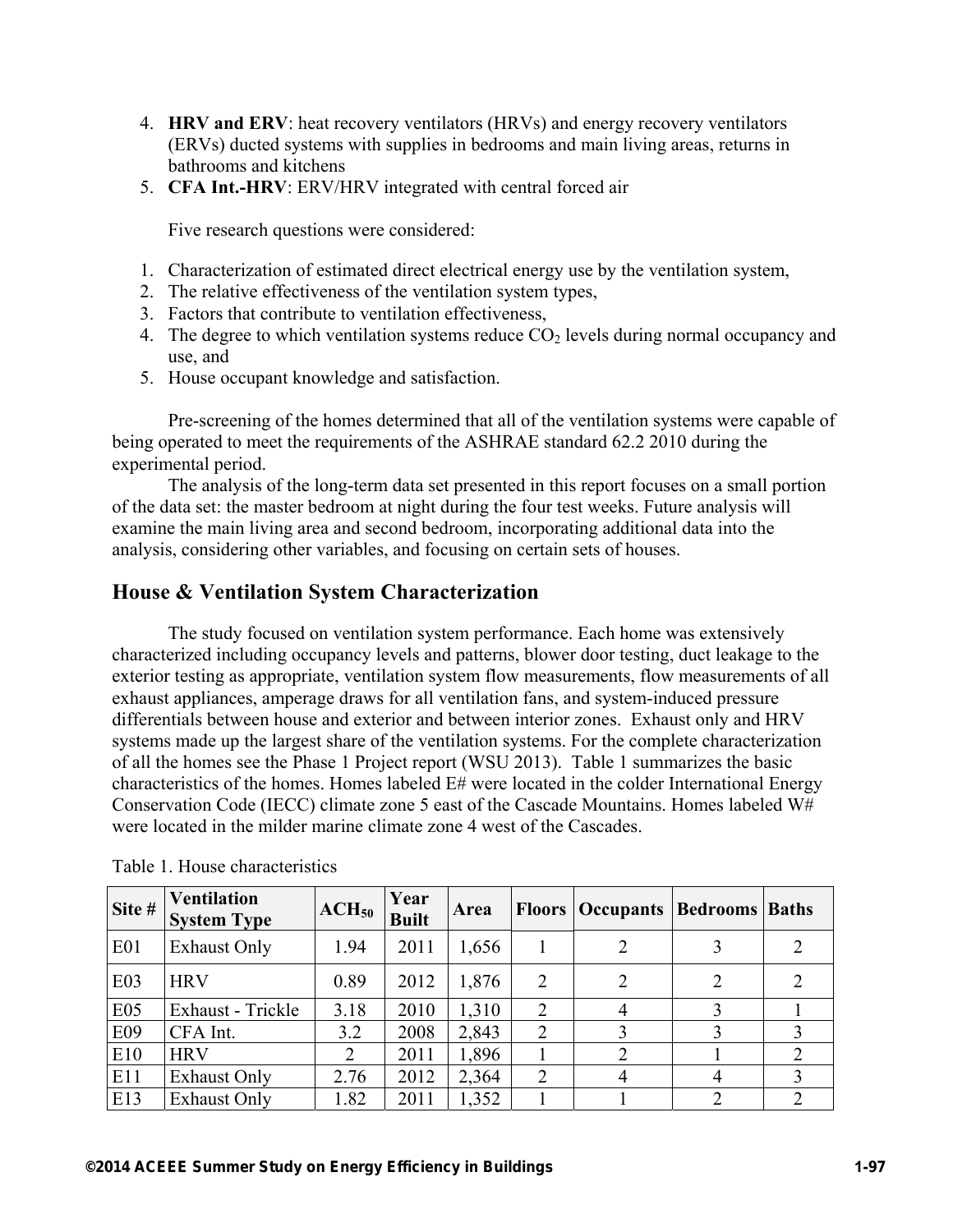4. **HRV and ERV**: heat recovery ventilators (HRVs) and energy recovery ventilators (ERVs) ducted systems with supplies in bedrooms and main living areas, returns in bathrooms and kitchens
5. **CFA Int.-HRV**: ERV/HRV integrated with central forced air

Five research questions were considered:

1. Characterization of estimated direct electrical energy use by the ventilation system,
2. The relative effectiveness of the ventilation system types,
3. Factors that contribute to ventilation effectiveness,
4. The degree to which ventilation systems reduce $CO_2$ levels during normal occupancy and use, and
5. House occupant knowledge and satisfaction.

Pre-screening of the homes determined that all of the ventilation systems were capable of being operated to meet the requirements of the ASHRAE standard 62.2 2010 during the experimental period.

The analysis of the long-term data set presented in this report focuses on a small portion of the data set: the master bedroom at night during the four test weeks. Future analysis will examine the main living area and second bedroom, incorporating additional data into the analysis, considering other variables, and focusing on certain sets of houses.

## House & Ventilation System Characterization

The study focused on ventilation system performance. Each home was extensively characterized including occupancy levels and patterns, blower door testing, duct leakage to the exterior testing as appropriate, ventilation system flow measurements, flow measurements of all exhaust appliances, amperage draws for all ventilation fans, and system-induced pressure differentials between house and exterior and between interior zones. Exhaust only and HRV systems made up the largest share of the ventilation systems. For the complete characterization of all the homes see the Phase 1 Project report (WSU 2013). Table 1 summarizes the basic characteristics of the homes. Homes labeled E# were located in the colder International Energy Conservation Code (IECC) climate zone 5 east of the Cascade Mountains. Homes labeled W# were located in the milder marine climate zone 4 west of the Cascades.

Table 1. House characteristics

| Site # | Ventilation System Type | $ACH_{50}$ | Year Built | Area | Floors | Occupants | Bedrooms | Baths |
|---|---|---|---|---|---|---|---|---|
| E01 | Exhaust Only | 1.94 | 2011 | 1,656 | 1 | 2 | 3 | 2 |
| E03 | HRV | 0.89 | 2012 | 1,876 | 2 | 2 | 2 | 2 |
| E05 | Exhaust - Trickle | 3.18 | 2010 | 1,310 | 2 | 4 | 3 | 1 |
| E09 | CFA Int. | 3.2 | 2008 | 2,843 | 2 | 3 | 3 | 3 |
| E10 | HRV | 2 | 2011 | 1,896 | 1 | 2 | 1 | 2 |
| E11 | Exhaust Only | 2.76 | 2012 | 2,364 | 2 | 4 | 4 | 3 |
| E13 | Exhaust Only | 1.82 | 2011 | 1,352 | 1 | 1 | 2 | 2 |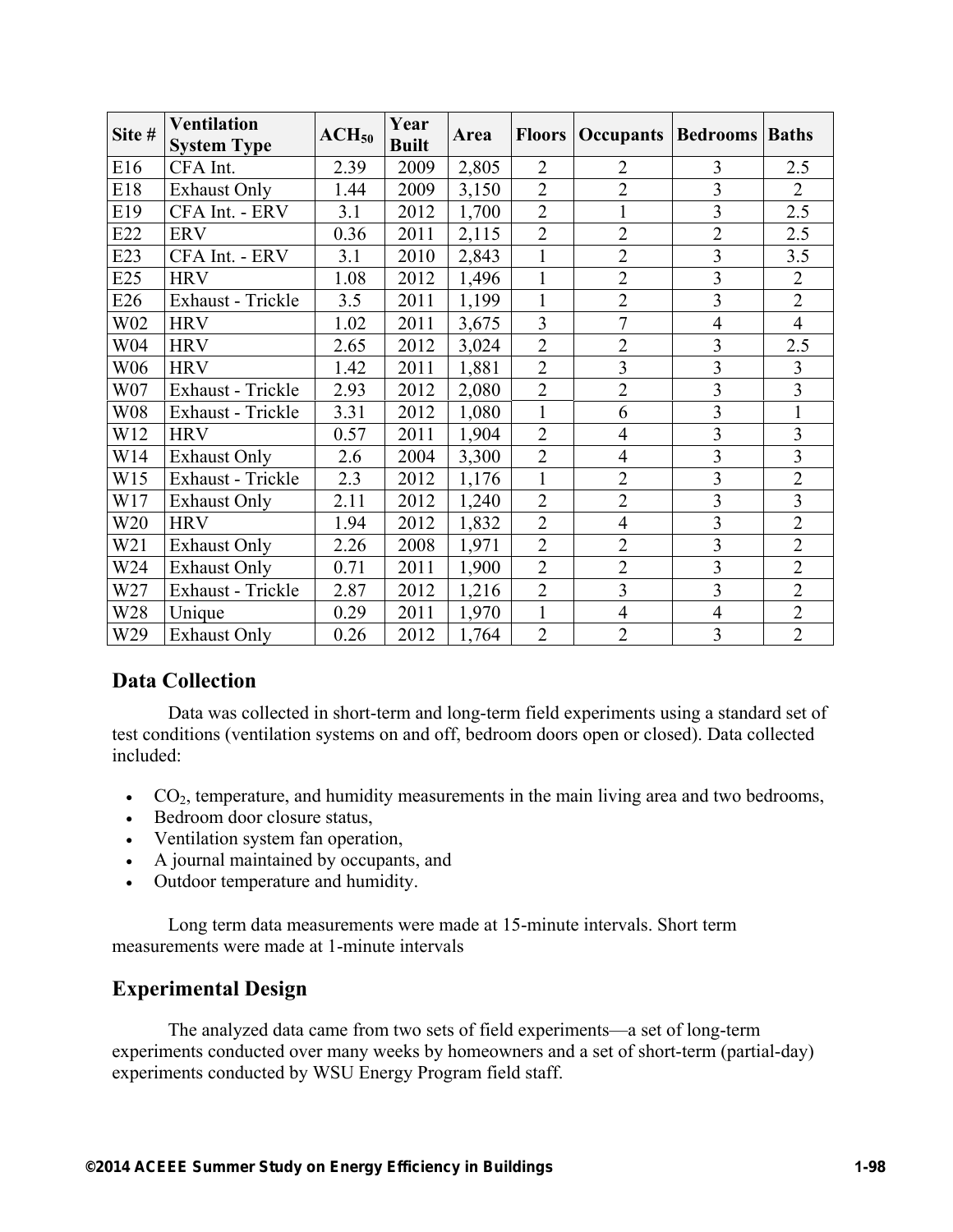| Site # | Ventilation System Type | $ACH_{50}$ | Year Built | Area | Floors | Occupants | Bedrooms | Baths |
|---|---|---|---|---|---|---|---|---|
| E16 | CFA Int. | 2.39 | 2009 | 2,805 | 2 | 2 | 3 | 2.5 |
| E18 | Exhaust Only | 1.44 | 2009 | 3,150 | 2 | 2 | 3 | 2 |
| E19 | CFA Int. - ERV | 3.1 | 2012 | 1,700 | 2 | 1 | 3 | 2.5 |
| E22 | ERV | 0.36 | 2011 | 2,115 | 2 | 2 | 2 | 2.5 |
| E23 | CFA Int. - ERV | 3.1 | 2010 | 2,843 | 1 | 2 | 3 | 3.5 |
| E25 | HRV | 1.08 | 2012 | 1,496 | 1 | 2 | 3 | 2 |
| E26 | Exhaust - Trickle | 3.5 | 2011 | 1,199 | 1 | 2 | 3 | 2 |
| W02 | HRV | 1.02 | 2011 | 3,675 | 3 | 7 | 4 | 4 |
| W04 | HRV | 2.65 | 2012 | 3,024 | 2 | 2 | 3 | 2.5 |
| W06 | HRV | 1.42 | 2011 | 1,881 | 2 | 3 | 3 | 3 |
| W07 | Exhaust - Trickle | 2.93 | 2012 | 2,080 | 2 | 2 | 3 | 3 |
| W08 | Exhaust - Trickle | 3.31 | 2012 | 1,080 | 1 | 6 | 3 | 1 |
| W12 | HRV | 0.57 | 2011 | 1,904 | 2 | 4 | 3 | 3 |
| W14 | Exhaust Only | 2.6 | 2004 | 3,300 | 2 | 4 | 3 | 3 |
| W15 | Exhaust - Trickle | 2.3 | 2012 | 1,176 | 1 | 2 | 3 | 2 |
| W17 | Exhaust Only | 2.11 | 2012 | 1,240 | 2 | 2 | 3 | 3 |
| W20 | HRV | 1.94 | 2012 | 1,832 | 2 | 4 | 3 | 2 |
| W21 | Exhaust Only | 2.26 | 2008 | 1,971 | 2 | 2 | 3 | 2 |
| W24 | Exhaust Only | 0.71 | 2011 | 1,900 | 2 | 2 | 3 | 2 |
| W27 | Exhaust - Trickle | 2.87 | 2012 | 1,216 | 2 | 3 | 3 | 2 |
| W28 | Unique | 0.29 | 2011 | 1,970 | 1 | 4 | 4 | 2 |
| W29 | Exhaust Only | 0.26 | 2012 | 1,764 | 2 | 2 | 3 | 2 |

## Data Collection

Data was collected in short-term and long-term field experiments using a standard set of test conditions (ventilation systems on and off, bedroom doors open or closed). Data collected included:

- $CO_2$, temperature, and humidity measurements in the main living area and two bedrooms,
- Bedroom door closure status,
- Ventilation system fan operation,
- A journal maintained by occupants, and
- Outdoor temperature and humidity.

Long term data measurements were made at 15-minute intervals. Short term measurements were made at 1-minute intervals

## Experimental Design

The analyzed data came from two sets of field experiments—a set of long-term experiments conducted over many weeks by homeowners and a set of short-term (partial-day) experiments conducted by WSU Energy Program field staff.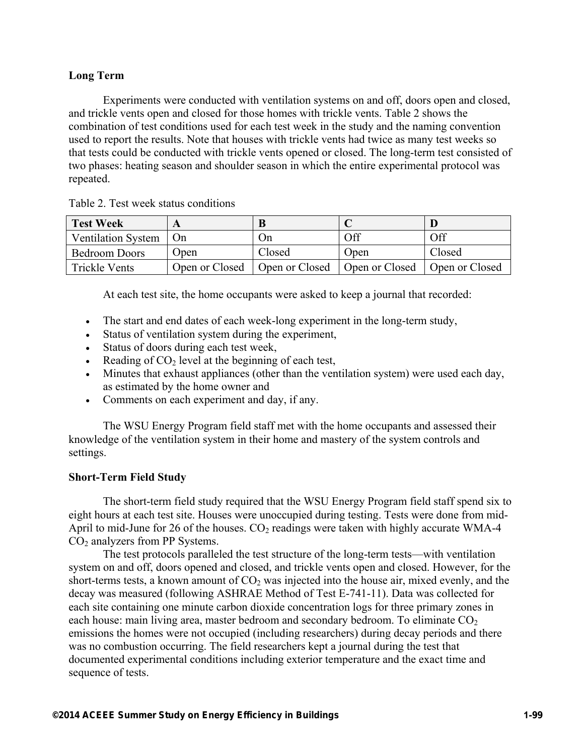**Long Term**

Experiments were conducted with ventilation systems on and off, doors open and closed, and trickle vents open and closed for those homes with trickle vents. Table 2 shows the combination of test conditions used for each test week in the study and the naming convention used to report the results. Note that houses with trickle vents had twice as many test weeks so that tests could be conducted with trickle vents opened or closed. The long-term test consisted of two phases: heating season and shoulder season in which the entire experimental protocol was repeated.

Table 2. Test week status conditions

| Test Week | A | B | C | D |
|---|---|---|---|---|
| Ventilation System | On | On | Off | Off |
| Bedroom Doors | Open | Closed | Open | Closed |
| Trickle Vents | Open or Closed | Open or Closed | Open or Closed | Open or Closed |

At each test site, the home occupants were asked to keep a journal that recorded:

- The start and end dates of each week-long experiment in the long-term study,
- Status of ventilation system during the experiment,
- Status of doors during each test week,
- Reading of $CO_2$ level at the beginning of each test,
- Minutes that exhaust appliances (other than the ventilation system) were used each day, as estimated by the home owner and
- Comments on each experiment and day, if any.

The WSU Energy Program field staff met with the home occupants and assessed their knowledge of the ventilation system in their home and mastery of the system controls and settings.

**Short-Term Field Study**

The short-term field study required that the WSU Energy Program field staff spend six to eight hours at each test site. Houses were unoccupied during testing. Tests were done from mid-April to mid-June for 26 of the houses. $CO_2$ readings were taken with highly accurate WMA-4 $CO_2$ analyzers from PP Systems.

The test protocols paralleled the test structure of the long-term tests—with ventilation system on and off, doors opened and closed, and trickle vents open and closed. However, for the short-terms tests, a known amount of $CO_2$ was injected into the house air, mixed evenly, and the decay was measured (following ASHRAE Method of Test E-741-11). Data was collected for each site containing one minute carbon dioxide concentration logs for three primary zones in each house: main living area, master bedroom and secondary bedroom. To eliminate $CO_2$ emissions the homes were not occupied (including researchers) during decay periods and there was no combustion occurring. The field researchers kept a journal during the test that documented experimental conditions including exterior temperature and the exact time and sequence of tests.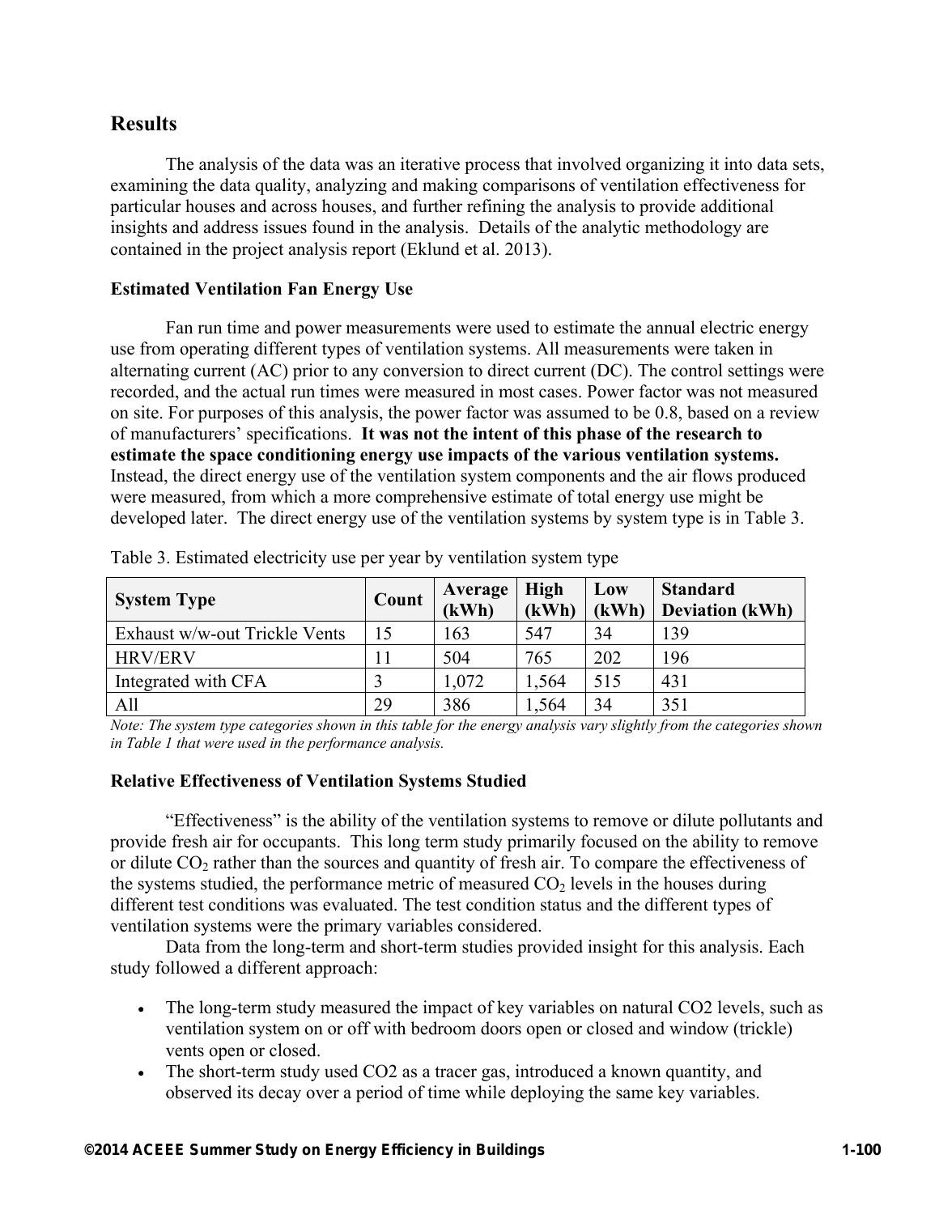## Results

The analysis of the data was an iterative process that involved organizing it into data sets, examining the data quality, analyzing and making comparisons of ventilation effectiveness for particular houses and across houses, and further refining the analysis to provide additional insights and address issues found in the analysis. Details of the analytic methodology are contained in the project analysis report (Eklund et al. 2013).

### Estimated Ventilation Fan Energy Use

Fan run time and power measurements were used to estimate the annual electric energy use from operating different types of ventilation systems. All measurements were taken in alternating current (AC) prior to any conversion to direct current (DC). The control settings were recorded, and the actual run times were measured in most cases. Power factor was not measured on site. For purposes of this analysis, the power factor was assumed to be 0.8, based on a review of manufacturers' specifications. **It was not the intent of this phase of the research to estimate the space conditioning energy use impacts of the various ventilation systems.** Instead, the direct energy use of the ventilation system components and the air flows produced were measured, from which a more comprehensive estimate of total energy use might be developed later. The direct energy use of the ventilation systems by system type is in Table 3.

Table 3. Estimated electricity use per year by ventilation system type

| System Type | Count | Average (kWh) | High (kWh) | Low (kWh) | Standard Deviation (kWh) |
|---|---|---|---|---|---|
| Exhaust w/w-out Trickle Vents | 15 | 163 | 547 | 34 | 139 |
| HRV/ERV | 11 | 504 | 765 | 202 | 196 |
| Integrated with CFA | 3 | 1,072 | 1,564 | 515 | 431 |
| All | 29 | 386 | 1,564 | 34 | 351 |

*Note: The system type categories shown in this table for the energy analysis vary slightly from the categories shown in Table 1 that were used in the performance analysis.*

### Relative Effectiveness of Ventilation Systems Studied

"Effectiveness" is the ability of the ventilation systems to remove or dilute pollutants and provide fresh air for occupants. This long term study primarily focused on the ability to remove or dilute $CO_2$ rather than the sources and quantity of fresh air. To compare the effectiveness of the systems studied, the performance metric of measured $CO_2$ levels in the houses during different test conditions was evaluated. The test condition status and the different types of ventilation systems were the primary variables considered.

Data from the long-term and short-term studies provided insight for this analysis. Each study followed a different approach:

- The long-term study measured the impact of key variables on natural CO2 levels, such as ventilation system on or off with bedroom doors open or closed and window (trickle) vents open or closed.
- The short-term study used CO2 as a tracer gas, introduced a known quantity, and observed its decay over a period of time while deploying the same key variables.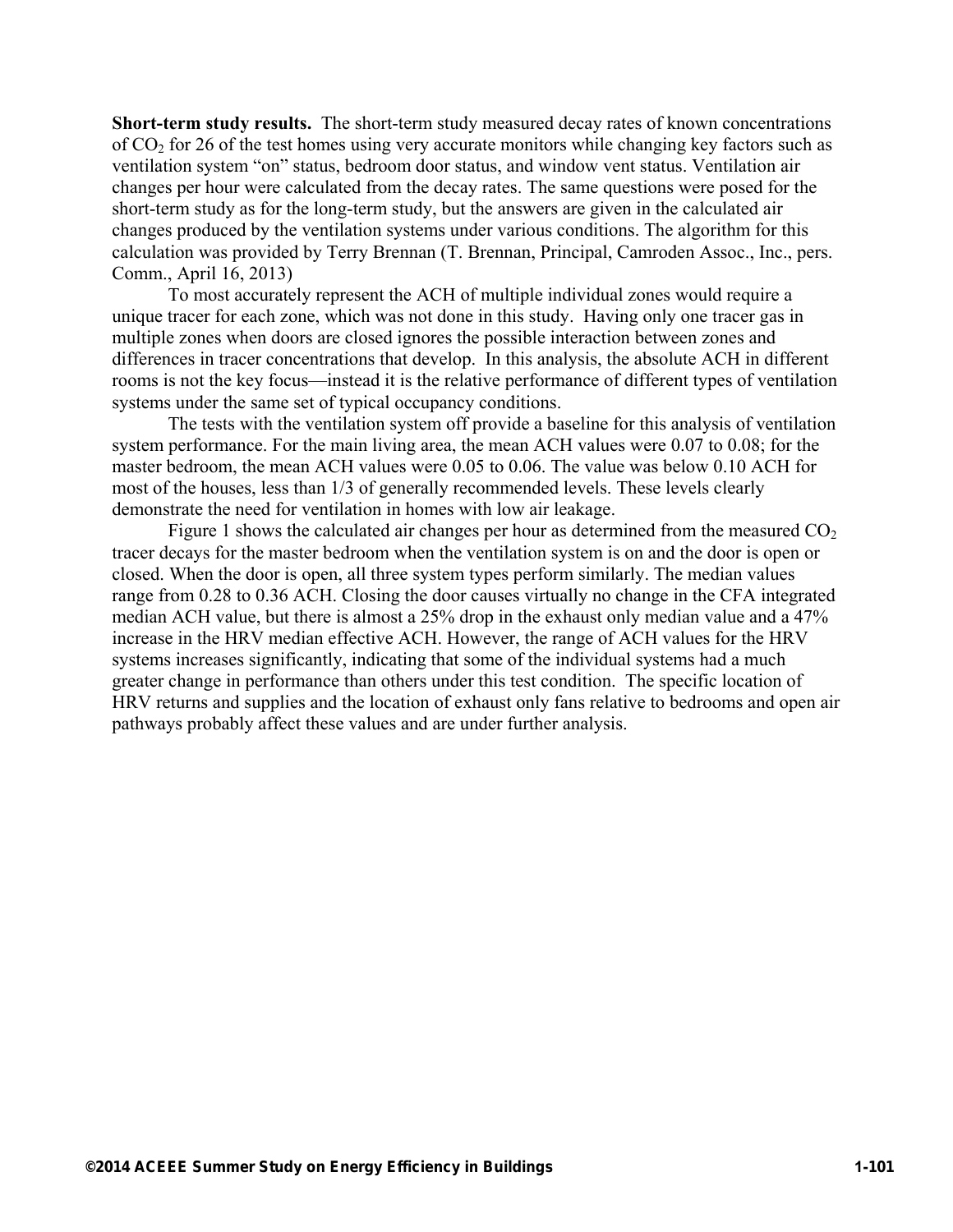**Short-term study results.** The short-term study measured decay rates of known concentrations of $CO_2$ for 26 of the test homes using very accurate monitors while changing key factors such as ventilation system "on" status, bedroom door status, and window vent status. Ventilation air changes per hour were calculated from the decay rates. The same questions were posed for the short-term study as for the long-term study, but the answers are given in the calculated air changes produced by the ventilation systems under various conditions. The algorithm for this calculation was provided by Terry Brennan (T. Brennan, Principal, Camroden Assoc., Inc., pers. Comm., April 16, 2013)

To most accurately represent the ACH of multiple individual zones would require a unique tracer for each zone, which was not done in this study. Having only one tracer gas in multiple zones when doors are closed ignores the possible interaction between zones and differences in tracer concentrations that develop. In this analysis, the absolute ACH in different rooms is not the key focus—instead it is the relative performance of different types of ventilation systems under the same set of typical occupancy conditions.

The tests with the ventilation system off provide a baseline for this analysis of ventilation system performance. For the main living area, the mean ACH values were 0.07 to 0.08; for the master bedroom, the mean ACH values were 0.05 to 0.06. The value was below 0.10 ACH for most of the houses, less than 1/3 of generally recommended levels. These levels clearly demonstrate the need for ventilation in homes with low air leakage.

Figure 1 shows the calculated air changes per hour as determined from the measured $CO_2$ tracer decays for the master bedroom when the ventilation system is on and the door is open or closed. When the door is open, all three system types perform similarly. The median values range from 0.28 to 0.36 ACH. Closing the door causes virtually no change in the CFA integrated median ACH value, but there is almost a 25% drop in the exhaust only median value and a 47% increase in the HRV median effective ACH. However, the range of ACH values for the HRV systems increases significantly, indicating that some of the individual systems had a much greater change in performance than others under this test condition. The specific location of HRV returns and supplies and the location of exhaust only fans relative to bedrooms and open air pathways probably affect these values and are under further analysis.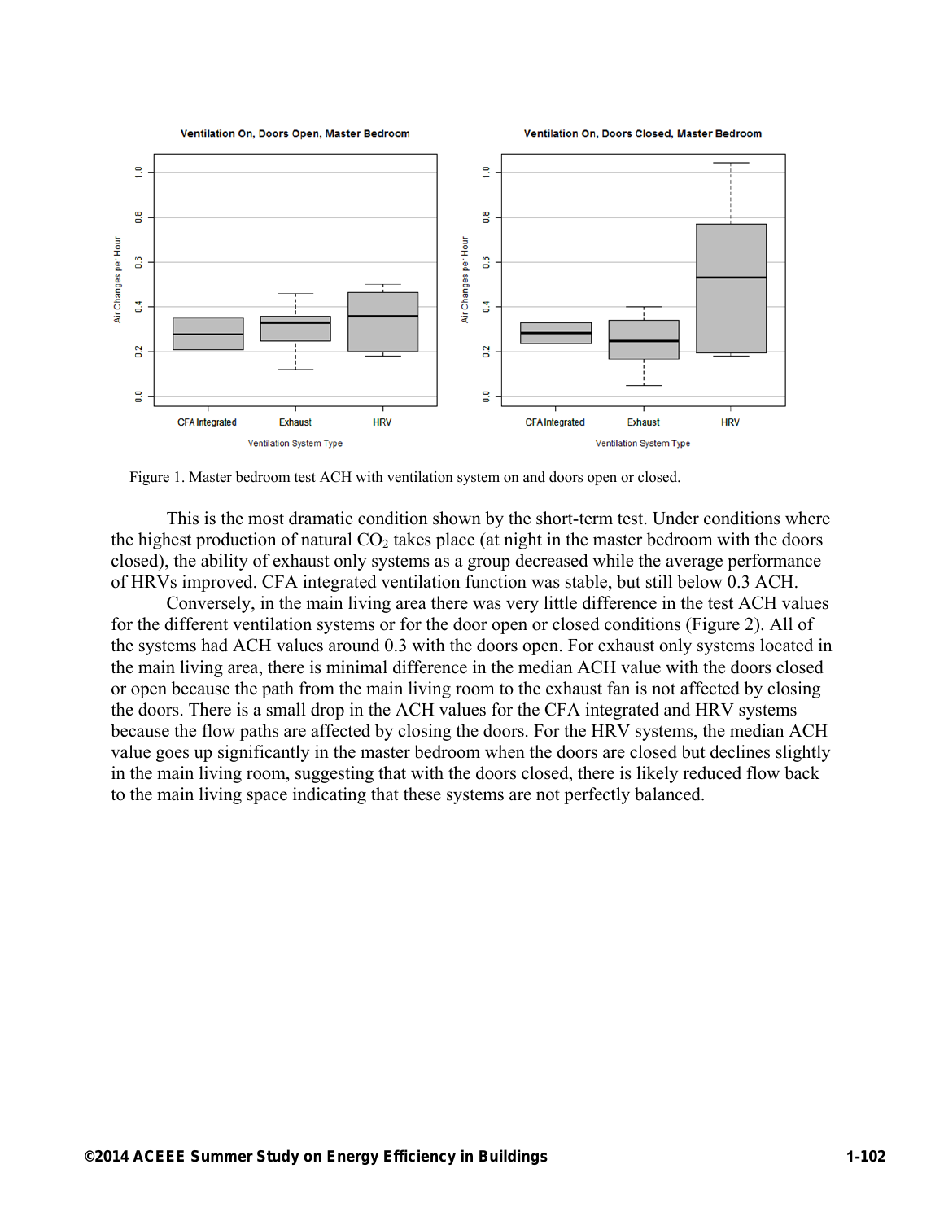Figure 1. Master bedroom test ACH with ventilation system on and doors open or closed.

This is the most dramatic condition shown by the short-term test. Under conditions where the highest production of natural $CO_2$ takes place (at night in the master bedroom with the doors closed), the ability of exhaust only systems as a group decreased while the average performance of HRVs improved. CFA integrated ventilation function was stable, but still below 0.3 ACH.

Conversely, in the main living area there was very little difference in the test ACH values for the different ventilation systems or for the door open or closed conditions (Figure 2). All of the systems had ACH values around 0.3 with the doors open. For exhaust only systems located in the main living area, there is minimal difference in the median ACH value with the doors closed or open because the path from the main living room to the exhaust fan is not affected by closing the doors. There is a small drop in the ACH values for the CFA integrated and HRV systems because the flow paths are affected by closing the doors. For the HRV systems, the median ACH value goes up significantly in the master bedroom when the doors are closed but declines slightly in the main living room, suggesting that with the doors closed, there is likely reduced flow back to the main living space indicating that these systems are not perfectly balanced.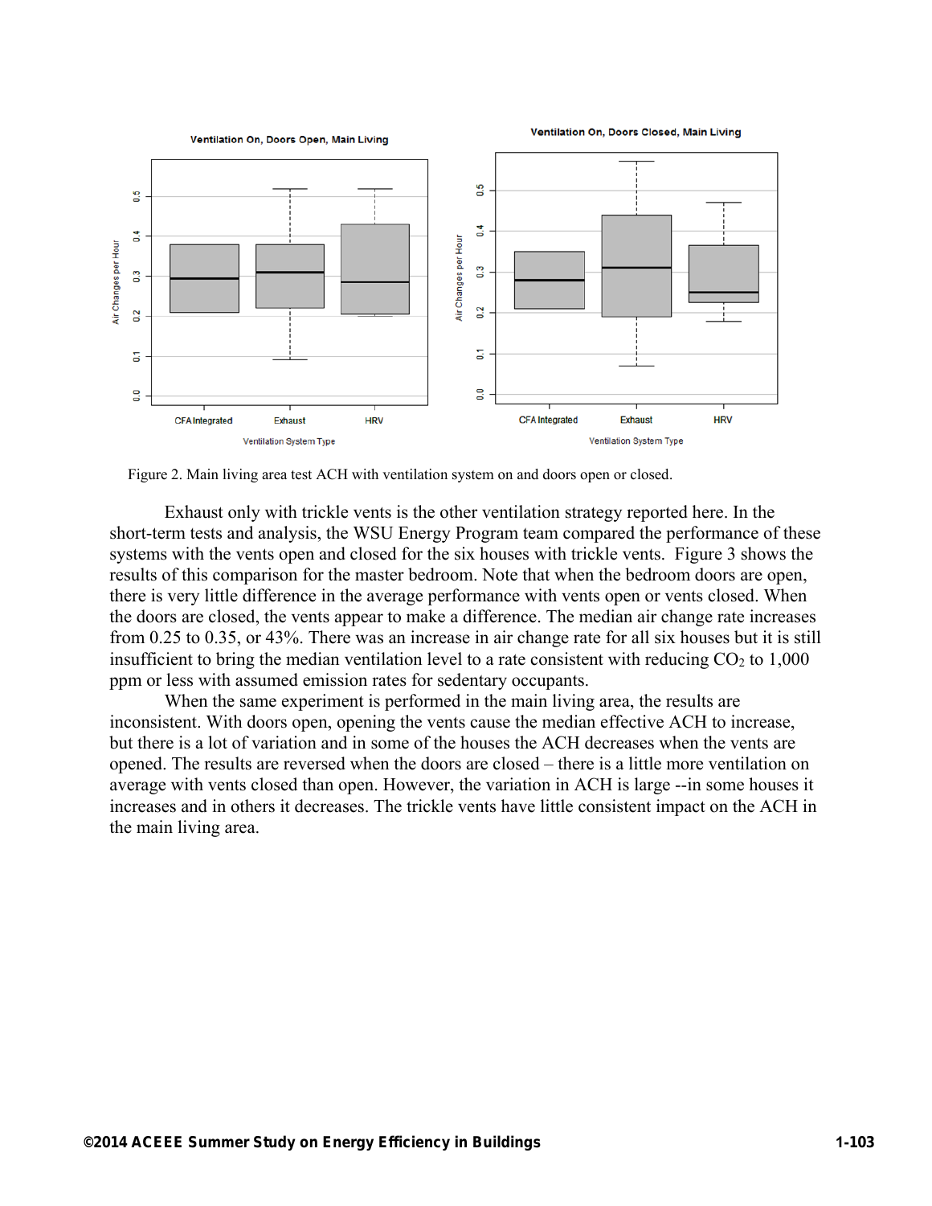Figure 2. Main living area test ACH with ventilation system on and doors open or closed.

Exhaust only with trickle vents is the other ventilation strategy reported here. In the short-term tests and analysis, the WSU Energy Program team compared the performance of these systems with the vents open and closed for the six houses with trickle vents. Figure 3 shows the results of this comparison for the master bedroom. Note that when the bedroom doors are open, there is very little difference in the average performance with vents open or vents closed. When the doors are closed, the vents appear to make a difference. The median air change rate increases from 0.25 to 0.35, or 43%. There was an increase in air change rate for all six houses but it is still insufficient to bring the median ventilation level to a rate consistent with reducing $CO_2$ to 1,000 ppm or less with assumed emission rates for sedentary occupants.

When the same experiment is performed in the main living area, the results are inconsistent. With doors open, opening the vents cause the median effective ACH to increase, but there is a lot of variation and in some of the houses the ACH decreases when the vents are opened. The results are reversed when the doors are closed – there is a little more ventilation on average with vents closed than open. However, the variation in ACH is large --in some houses it increases and in others it decreases. The trickle vents have little consistent impact on the ACH in the main living area.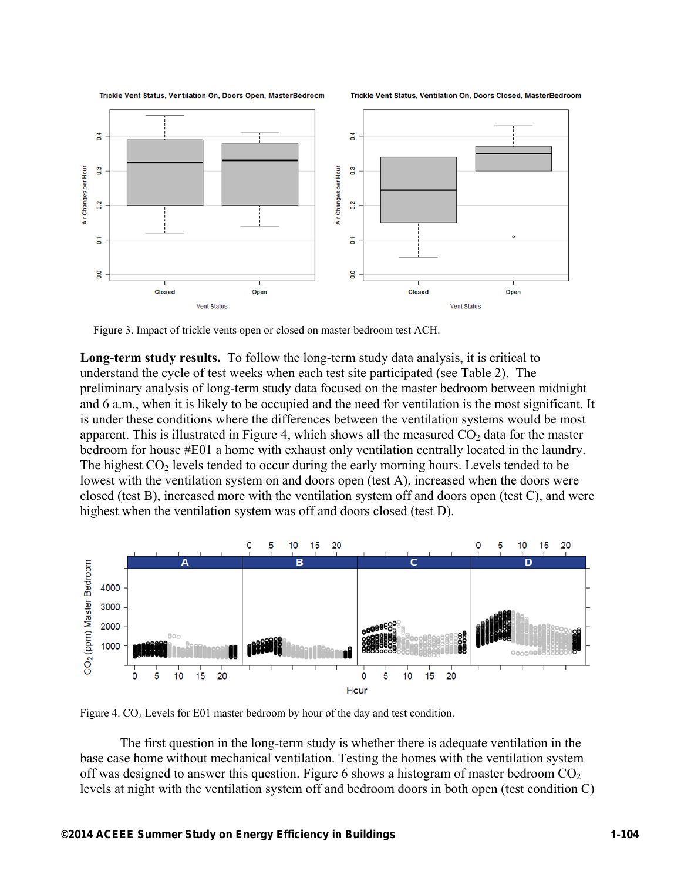Figure 3. Impact of trickle vents open or closed on master bedroom test ACH.

**Long-term study results.** To follow the long-term study data analysis, it is critical to understand the cycle of test weeks when each test site participated (see Table 2). The preliminary analysis of long-term study data focused on the master bedroom between midnight and 6 a.m., when it is likely to be occupied and the need for ventilation is the most significant. It is under these conditions where the differences between the ventilation systems would be most apparent. This is illustrated in Figure 4, which shows all the measured $CO_2$ data for the master bedroom for house #E01 a home with exhaust only ventilation centrally located in the laundry. The highest $CO_2$ levels tended to occur during the early morning hours. Levels tended to be lowest with the ventilation system on and doors open (test A), increased when the doors were closed (test B), increased more with the ventilation system off and doors open (test C), and were highest when the ventilation system was off and doors closed (test D).

Figure 4. $CO_2$ Levels for E01 master bedroom by hour of the day and test condition.

The first question in the long-term study is whether there is adequate ventilation in the base case home without mechanical ventilation. Testing the homes with the ventilation system off was designed to answer this question. Figure 6 shows a histogram of master bedroom $CO_2$ levels at night with the ventilation system off and bedroom doors in both open (test condition C)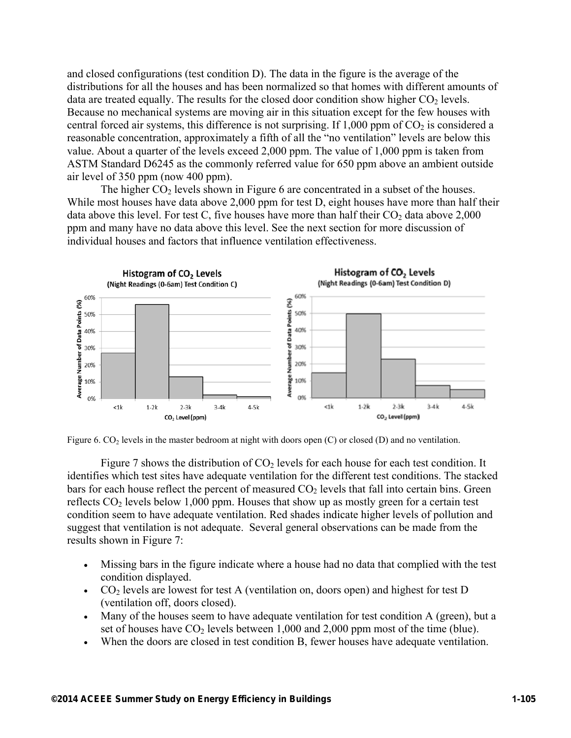and closed configurations (test condition D). The data in the figure is the average of the distributions for all the houses and has been normalized so that homes with different amounts of data are treated equally. The results for the closed door condition show higher $CO_2$ levels. Because no mechanical systems are moving air in this situation except for the few houses with central forced air systems, this difference is not surprising. If 1,000 ppm of $CO_2$ is considered a reasonable concentration, approximately a fifth of all the "no ventilation" levels are below this value. About a quarter of the levels exceed 2,000 ppm. The value of 1,000 ppm is taken from ASTM Standard D6245 as the commonly referred value for 650 ppm above an ambient outside air level of 350 ppm (now 400 ppm).

The higher $CO_2$ levels shown in Figure 6 are concentrated in a subset of the houses. While most houses have data above 2,000 ppm for test D, eight houses have more than half their data above this level. For test C, five houses have more than half their $CO_2$ data above 2,000 ppm and many have no data above this level. See the next section for more discussion of individual houses and factors that influence ventilation effectiveness.

Figure 6. $CO_2$ levels in the master bedroom at night with doors open (C) or closed (D) and no ventilation.

Figure 7 shows the distribution of $CO_2$ levels for each house for each test condition. It identifies which test sites have adequate ventilation for the different test conditions. The stacked bars for each house reflect the percent of measured $CO_2$ levels that fall into certain bins. Green reflects $CO_2$ levels below 1,000 ppm. Houses that show up as mostly green for a certain test condition seem to have adequate ventilation. Red shades indicate higher levels of pollution and suggest that ventilation is not adequate. Several general observations can be made from the results shown in Figure 7:

- Missing bars in the figure indicate where a house had no data that complied with the test condition displayed.
- $CO_2$ levels are lowest for test A (ventilation on, doors open) and highest for test D (ventilation off, doors closed).
- Many of the houses seem to have adequate ventilation for test condition A (green), but a set of houses have $CO_2$ levels between 1,000 and 2,000 ppm most of the time (blue).
- When the doors are closed in test condition B, fewer houses have adequate ventilation.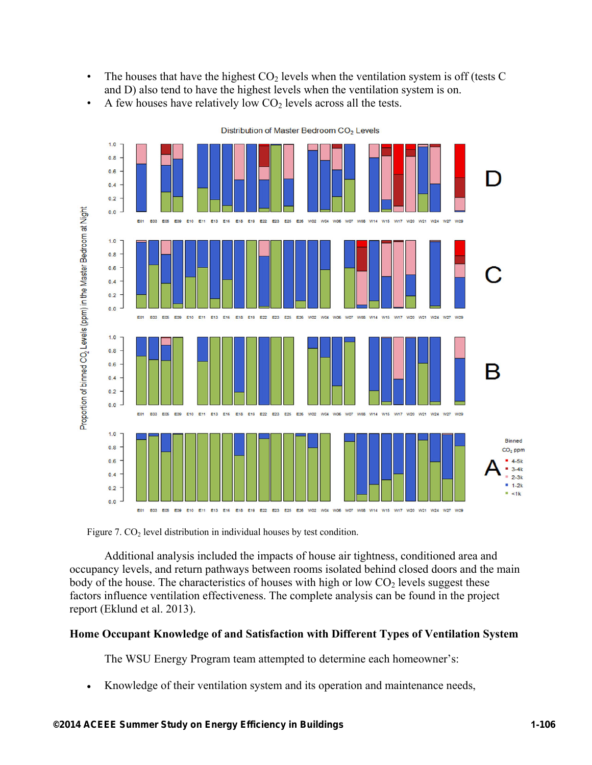- The houses that have the highest $CO_2$ levels when the ventilation system is off (tests C and D) also tend to have the highest levels when the ventilation system is on.
- A few houses have relatively low $CO_2$ levels across all the tests.

Figure 7. $CO_2$ level distribution in individual houses by test condition.

Additional analysis included the impacts of house air tightness, conditioned area and occupancy levels, and return pathways between rooms isolated behind closed doors and the main body of the house. The characteristics of houses with high or low $CO_2$ levels suggest these factors influence ventilation effectiveness. The complete analysis can be found in the project report (Eklund et al. 2013).

## Home Occupant Knowledge of and Satisfaction with Different Types of Ventilation System

The WSU Energy Program team attempted to determine each homeowner's:

- Knowledge of their ventilation system and its operation and maintenance needs,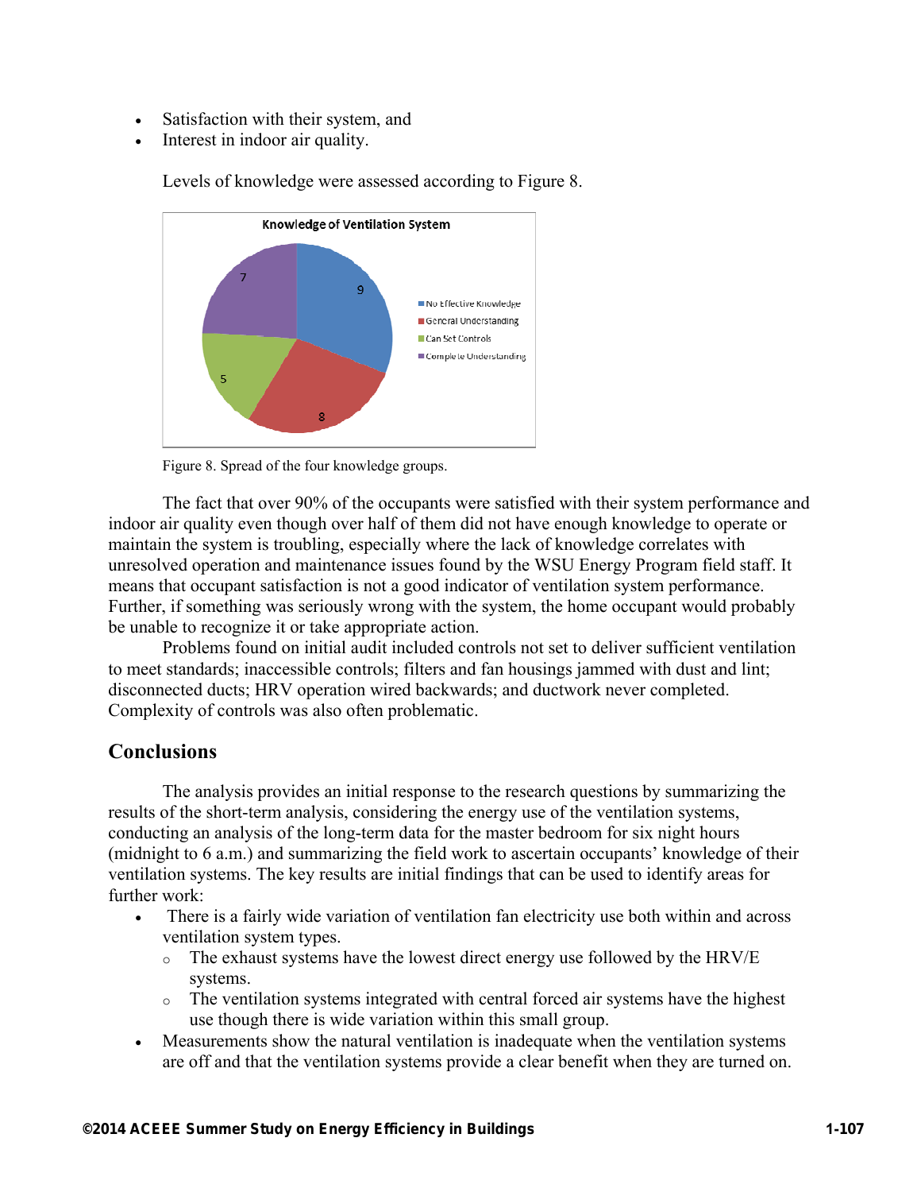- Satisfaction with their system, and
- Interest in indoor air quality.

Levels of knowledge were assessed according to Figure 8.

Figure 8. Spread of the four knowledge groups.

The fact that over 90% of the occupants were satisfied with their system performance and indoor air quality even though over half of them did not have enough knowledge to operate or maintain the system is troubling, especially where the lack of knowledge correlates with unresolved operation and maintenance issues found by the WSU Energy Program field staff. It means that occupant satisfaction is not a good indicator of ventilation system performance. Further, if something was seriously wrong with the system, the home occupant would probably be unable to recognize it or take appropriate action.

Problems found on initial audit included controls not set to deliver sufficient ventilation to meet standards; inaccessible controls; filters and fan housings jammed with dust and lint; disconnected ducts; HRV operation wired backwards; and ductwork never completed. Complexity of controls was also often problematic.

## Conclusions

The analysis provides an initial response to the research questions by summarizing the results of the short-term analysis, considering the energy use of the ventilation systems, conducting an analysis of the long-term data for the master bedroom for six night hours (midnight to 6 a.m.) and summarizing the field work to ascertain occupants' knowledge of their ventilation systems. The key results are initial findings that can be used to identify areas for further work:

- There is a fairly wide variation of ventilation fan electricity use both within and across ventilation system types.
  - The exhaust systems have the lowest direct energy use followed by the HRV/E systems.
  - The ventilation systems integrated with central forced air systems have the highest use though there is wide variation within this small group.
- Measurements show the natural ventilation is inadequate when the ventilation systems are off and that the ventilation systems provide a clear benefit when they are turned on.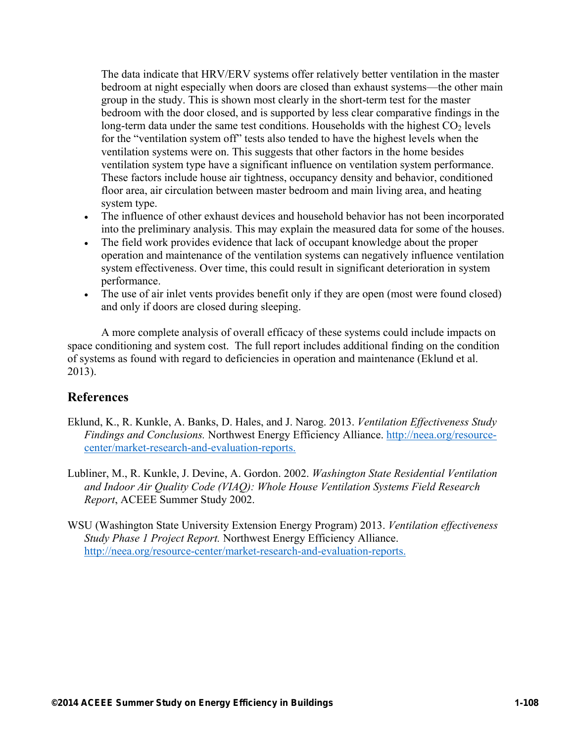The data indicate that HRV/ERV systems offer relatively better ventilation in the master bedroom at night especially when doors are closed than exhaust systems—the other main group in the study. This is shown most clearly in the short-term test for the master bedroom with the door closed, and is supported by less clear comparative findings in the long-term data under the same test conditions. Households with the highest $CO_2$ levels for the "ventilation system off" tests also tended to have the highest levels when the ventilation systems were on. This suggests that other factors in the home besides ventilation system type have a significant influence on ventilation system performance. These factors include house air tightness, occupancy density and behavior, conditioned floor area, air circulation between master bedroom and main living area, and heating system type.

- The influence of other exhaust devices and household behavior has not been incorporated into the preliminary analysis. This may explain the measured data for some of the houses.
- The field work provides evidence that lack of occupant knowledge about the proper operation and maintenance of the ventilation systems can negatively influence ventilation system effectiveness. Over time, this could result in significant deterioration in system performance.
- The use of air inlet vents provides benefit only if they are open (most were found closed) and only if doors are closed during sleeping.

A more complete analysis of overall efficacy of these systems could include impacts on space conditioning and system cost. The full report includes additional finding on the condition of systems as found with regard to deficiencies in operation and maintenance (Eklund et al. 2013).

## References

Eklund, K., R. Kunkle, A. Banks, D. Hales, and J. Narog. 2013. *Ventilation Effectiveness Study Findings and Conclusions.* Northwest Energy Efficiency Alliance. http://neea.org/resource-center/market-research-and-evaluation-reports.

Lubliner, M., R. Kunkle, J. Devine, A. Gordon. 2002. *Washington State Residential Ventilation and Indoor Air Quality Code (VIAQ): Whole House Ventilation Systems Field Research Report*, ACEEE Summer Study 2002.

WSU (Washington State University Extension Energy Program) 2013. *Ventilation effectiveness Study Phase 1 Project Report.* Northwest Energy Efficiency Alliance. http://neea.org/resource-center/market-research-and-evaluation-reports.